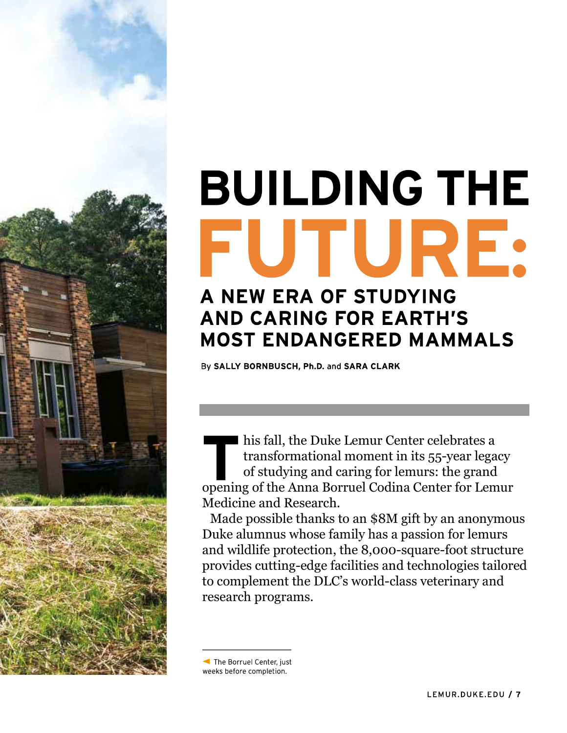# BUILDING THE FUTURE:

## A NEW ERA OF STUDYING AND CARING FOR EARTH'S MOST ENDANGERED MAMMALS

By **SALLY BORNBUSCH, Ph.D.** and **SARA CLARK**

This fall, the Duke Lemur Center celebrates a transformational moment in its 55-year legacy of studying and caring for lemurs: the grand opening of the Anna Borruel Codina Center for Lemur Medicine and Research.

Made possible thanks to an $8M gift by an anonymous Duke alumnus whose family has a passion for lemurs and wildlife protection, the 8,000-square-foot structure provides cutting-edge facilities and technologies tailored to complement the DLC's world-class veterinary and research programs.

◀ The Borruel Center, just weeks before completion.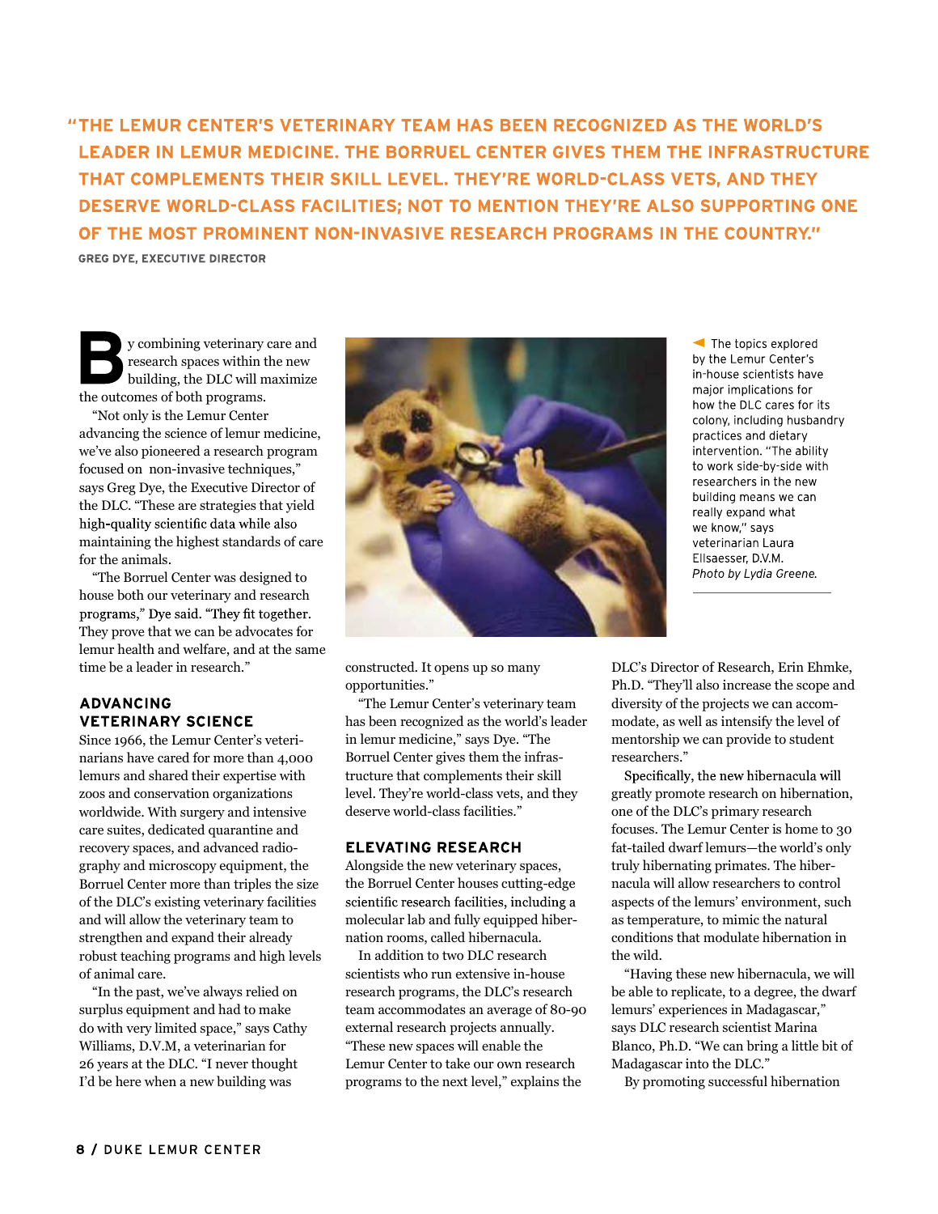**"THE LEMUR CENTER'S VETERINARY TEAM HAS BEEN RECOGNIZED AS THE WORLD'S LEADER IN LEMUR MEDICINE. THE BORRUEL CENTER GIVES THEM THE INFRASTRUCTURE THAT COMPLEMENTS THEIR SKILL LEVEL. THEY'RE WORLD-CLASS VETS, AND THEY DESERVE WORLD-CLASS FACILITIES; NOT TO MENTION THEY'RE ALSO SUPPORTING ONE OF THE MOST PROMINENT NON-INVASIVE RESEARCH PROGRAMS IN THE COUNTRY."**

GREG DYE, EXECUTIVE DIRECTOR

By combining veterinary care and research spaces within the new building, the DLC will maximize the outcomes of both programs.

"Not only is the Lemur Center advancing the science of lemur medicine, we've also pioneered a research program focused on non-invasive techniques," says Greg Dye, the Executive Director of the DLC. "These are strategies that yield high-quality scientific data while also maintaining the highest standards of care for the animals.

"The Borruel Center was designed to house both our veterinary and research programs," Dye said. "They fit together. They prove that we can be advocates for lemur health and welfare, and at the same time be a leader in research."

The topics explored by the Lemur Center's in-house scientists have major implications for how the DLC cares for its colony, including husbandry practices and dietary intervention. "The ability to work side-by-side with researchers in the new building means we can really expand what we know," says veterinarian Laura Ellsaesser, D.V.M. *Photo by Lydia Greene.*

## ADVANCING VETERINARY SCIENCE

Since 1966, the Lemur Center's veterinarians have cared for more than 4,000 lemurs and shared their expertise with zoos and conservation organizations worldwide. With surgery and intensive care suites, dedicated quarantine and recovery spaces, and advanced radiography and microscopy equipment, the Borruel Center more than triples the size of the DLC's existing veterinary facilities and will allow the veterinary team to strengthen and expand their already robust teaching programs and high levels of animal care.

"In the past, we've always relied on surplus equipment and had to make do with very limited space," says Cathy Williams, D.V.M, a veterinarian for 26 years at the DLC. "I never thought I'd be here when a new building was constructed. It opens up so many opportunities."

"The Lemur Center's veterinary team has been recognized as the world's leader in lemur medicine," says Dye. "The Borruel Center gives them the infrastructure that complements their skill level. They're world-class vets, and they deserve world-class facilities."

## ELEVATING RESEARCH

Alongside the new veterinary spaces, the Borruel Center houses cutting-edge scientific research facilities, including a molecular lab and fully equipped hibernation rooms, called hibernacula.

In addition to two DLC research scientists who run extensive in-house research programs, the DLC's research team accommodates an average of 80-90 external research projects annually. "These new spaces will enable the Lemur Center to take our own research programs to the next level," explains the DLC's Director of Research, Erin Ehmke, Ph.D. "They'll also increase the scope and diversity of the projects we can accommodate, as well as intensify the level of mentorship we can provide to student researchers."

Specifically, the new hibernacula will greatly promote research on hibernation, one of the DLC's primary research focuses. The Lemur Center is home to 30 fat-tailed dwarf lemurs—the world's only truly hibernating primates. The hibernacula will allow researchers to control aspects of the lemurs' environment, such as temperature, to mimic the natural conditions that modulate hibernation in the wild.

"Having these new hibernacula, we will be able to replicate, to a degree, the dwarf lemurs' experiences in Madagascar," says DLC research scientist Marina Blanco, Ph.D. "We can bring a little bit of Madagascar into the DLC."

By promoting successful hibernation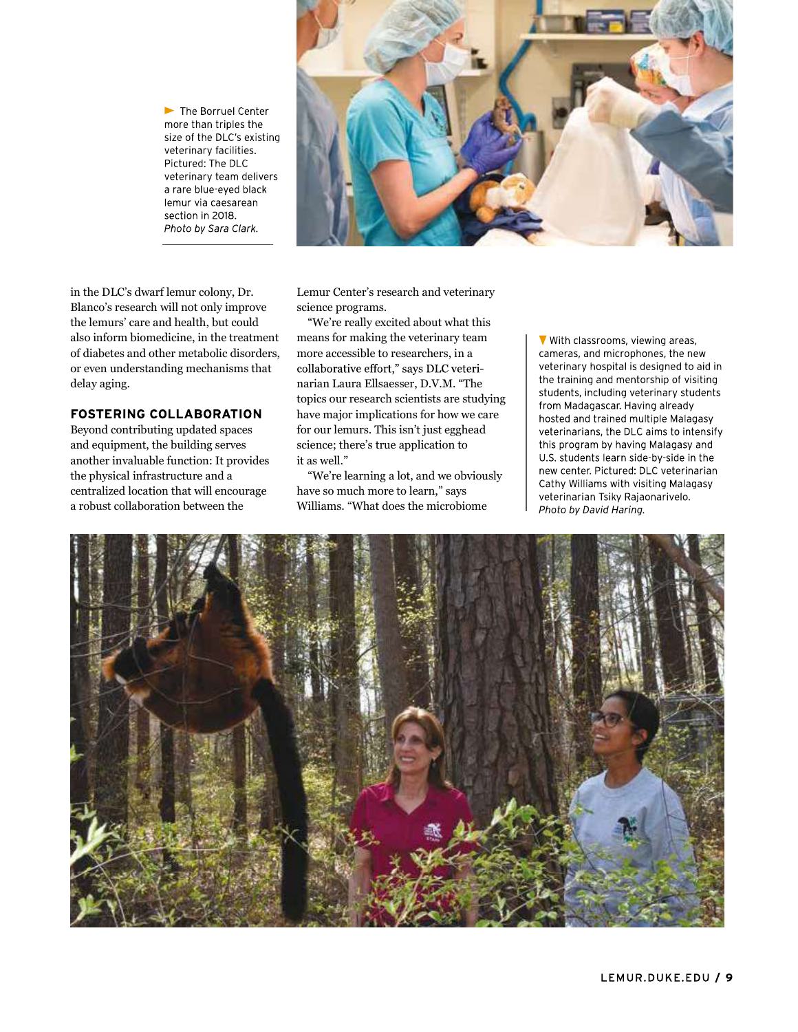The Borruel Center more than triples the size of the DLC's existing veterinary facilities. Pictured: The DLC veterinary team delivers a rare blue-eyed black lemur via caesarean section in 2018. *Photo by Sara Clark.*

in the DLC's dwarf lemur colony, Dr. Blanco's research will not only improve the lemurs' care and health, but could also inform biomedicine, in the treatment of diabetes and other metabolic disorders, or even understanding mechanisms that delay aging.

## FOSTERING COLLABORATION

Beyond contributing updated spaces and equipment, the building serves another invaluable function: It provides the physical infrastructure and a centralized location that will encourage a robust collaboration between the Lemur Center's research and veterinary science programs.

"We're really excited about what this means for making the veterinary team more accessible to researchers, in a collaborative effort," says DLC veterinarian Laura Ellsaesser, D.V.M. "The topics our research scientists are studying have major implications for how we care for our lemurs. This isn't just egghead science; there's true application to it as well."

"We're learning a lot, and we obviously have so much more to learn," says Williams. "What does the microbiome

With classrooms, viewing areas, cameras, and microphones, the new veterinary hospital is designed to aid in the training and mentorship of visiting students, including veterinary students from Madagascar. Having already hosted and trained multiple Malagasy veterinarians, the DLC aims to intensify this program by having Malagasy and U.S. students learn side-by-side in the new center. Pictured: DLC veterinarian Cathy Williams with visiting Malagasy veterinarian Tsiky Rajaonarivelo. *Photo by David Haring.*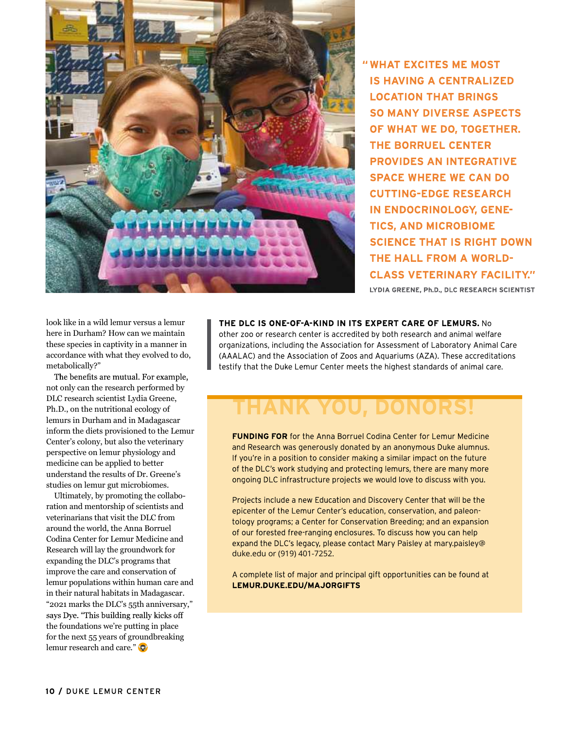"WHAT EXCITES ME MOST IS HAVING A CENTRALIZED LOCATION THAT BRINGS SO MANY DIVERSE ASPECTS OF WHAT WE DO, TOGETHER. THE BORRUEL CENTER PROVIDES AN INTEGRATIVE SPACE WHERE WE CAN DO CUTTING-EDGE RESEARCH IN ENDOCRINOLOGY, GENETICS, AND MICROBIOME SCIENCE THAT IS RIGHT DOWN THE HALL FROM A WORLD-CLASS VETERINARY FACILITY."

LYDIA GREENE, Ph.D., DLC RESEARCH SCIENTIST

look like in a wild lemur versus a lemur here in Durham? How can we maintain these species in captivity in a manner in accordance with what they evolved to do, metabolically?"

The benefits are mutual. For example, not only can the research performed by DLC research scientist Lydia Greene, Ph.D., on the nutritional ecology of lemurs in Durham and in Madagascar inform the diets provisioned to the Lemur Center's colony, but also the veterinary perspective on lemur physiology and medicine can be applied to better understand the results of Dr. Greene's studies on lemur gut microbiomes.

Ultimately, by promoting the collaboration and mentorship of scientists and veterinarians that visit the DLC from around the world, the Anna Borruel Codina Center for Lemur Medicine and Research will lay the groundwork for expanding the DLC's programs that improve the care and conservation of lemur populations within human care and in their natural habitats in Madagascar. "2021 marks the DLC's 55th anniversary," says Dye. "This building really kicks off the foundations we're putting in place for the next 55 years of groundbreaking lemur research and care."

**THE DLC IS ONE-OF-A-KIND IN ITS EXPERT CARE OF LEMURS.** No other zoo or research center is accredited by both research and animal welfare organizations, including the Association for Assessment of Laboratory Animal Care (AAALAC) and the Association of Zoos and Aquariums (AZA). These accreditations testify that the Duke Lemur Center meets the highest standards of animal care.

## THANK YOU, DONORS!

**FUNDING FOR** for the Anna Borruel Codina Center for Lemur Medicine and Research was generously donated by an anonymous Duke alumnus. If you're in a position to consider making a similar impact on the future of the DLC's work studying and protecting lemurs, there are many more ongoing DLC infrastructure projects we would love to discuss with you.

Projects include a new Education and Discovery Center that will be the epicenter of the Lemur Center's education, conservation, and paleontology programs; a Center for Conservation Breeding; and an expansion of our forested free-ranging enclosures. To discuss how you can help expand the DLC's legacy, please contact Mary Paisley at mary.paisley@duke.edu or (919) 401-7252.

A complete list of major and principal gift opportunities can be found at **LEMUR.DUKE.EDU/MAJORGIFTS**